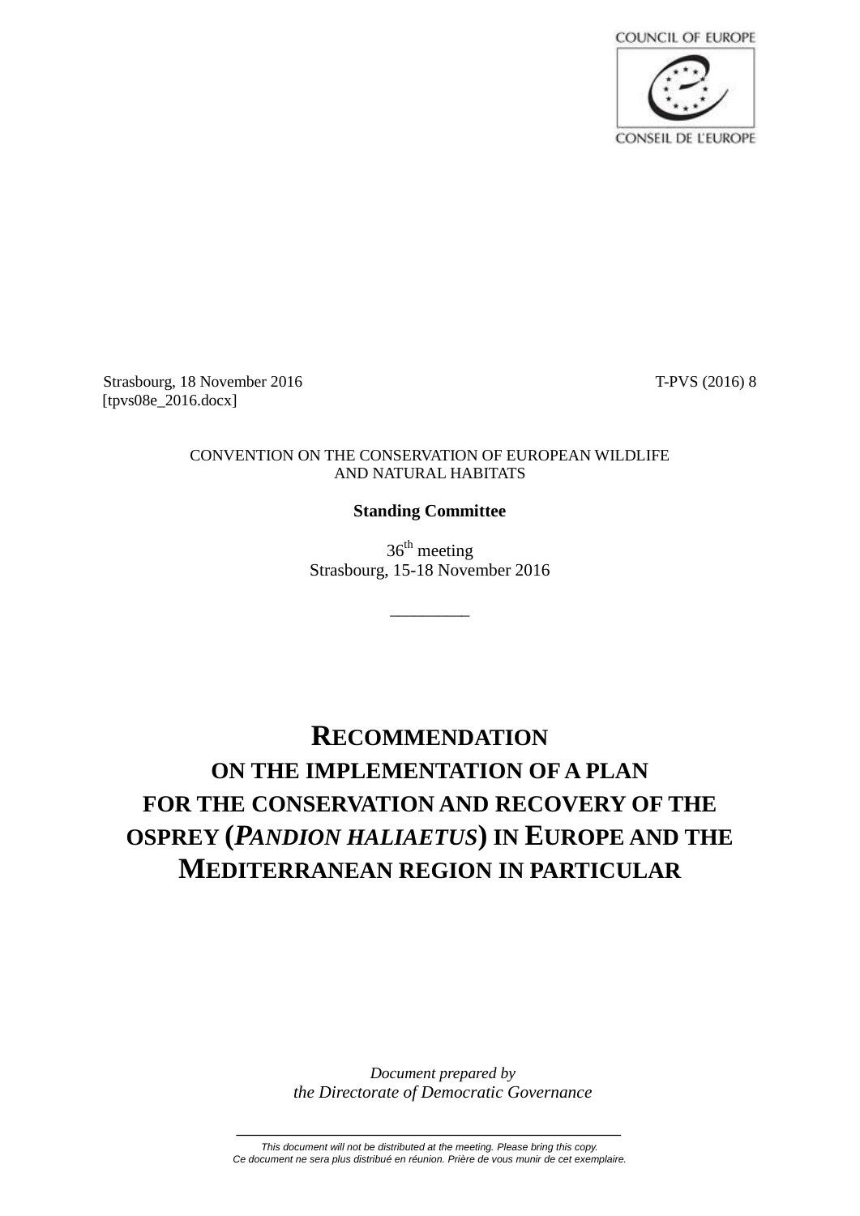COUNCIL OF EUROPE

CONSEIL DE L'EUROPE

Strasbourg, 18 November 2016 T-PVS (2016) 8

[tpvs08e_2016.docx]

CONVENTION ON THE CONSERVATION OF EUROPEAN WILDLIFE AND NATURAL HABITATS

**Standing Committee**

36th meeting
Strasbourg, 15-18 November 2016

# RECOMMENDATION ON THE IMPLEMENTATION OF A PLAN FOR THE CONSERVATION AND RECOVERY OF THE OSPREY (*PANDION HALIAETUS*) IN EUROPE AND THE MEDITERRANEAN REGION IN PARTICULAR

*Document prepared by*
*the Directorate of Democratic Governance*

*This document will not be distributed at the meeting. Please bring this copy.*
*Ce document ne sera plus distribué en réunion. Prière de vous munir de cet exemplaire.*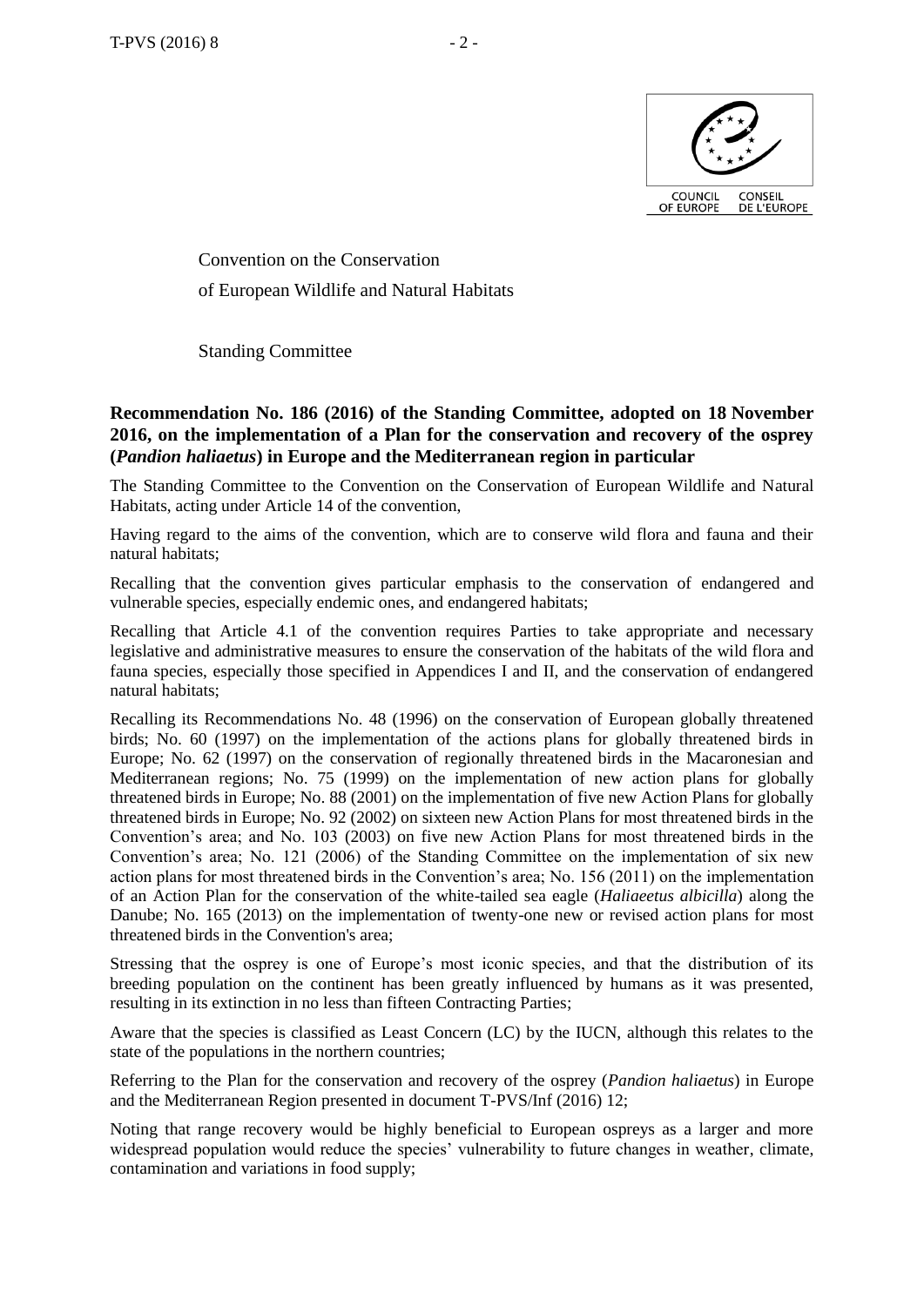COUNCIL OF EUROPE CONSEIL DE L'EUROPE

Convention on the Conservation of European Wildlife and Natural Habitats

Standing Committee

**Recommendation No. 186 (2016) of the Standing Committee, adopted on 18 November 2016, on the implementation of a Plan for the conservation and recovery of the osprey (*Pandion haliaetus*) in Europe and the Mediterranean region in particular**

The Standing Committee to the Convention on the Conservation of European Wildlife and Natural Habitats, acting under Article 14 of the convention,

Having regard to the aims of the convention, which are to conserve wild flora and fauna and their natural habitats;

Recalling that the convention gives particular emphasis to the conservation of endangered and vulnerable species, especially endemic ones, and endangered habitats;

Recalling that Article 4.1 of the convention requires Parties to take appropriate and necessary legislative and administrative measures to ensure the conservation of the habitats of the wild flora and fauna species, especially those specified in Appendices I and II, and the conservation of endangered natural habitats;

Recalling its Recommendations No. 48 (1996) on the conservation of European globally threatened birds; No. 60 (1997) on the implementation of the actions plans for globally threatened birds in Europe; No. 62 (1997) on the conservation of regionally threatened birds in the Macaronesian and Mediterranean regions; No. 75 (1999) on the implementation of new action plans for globally threatened birds in Europe; No. 88 (2001) on the implementation of five new Action Plans for globally threatened birds in Europe; No. 92 (2002) on sixteen new Action Plans for most threatened birds in the Convention's area; and No. 103 (2003) on five new Action Plans for most threatened birds in the Convention's area; No. 121 (2006) of the Standing Committee on the implementation of six new action plans for most threatened birds in the Convention's area; No. 156 (2011) on the implementation of an Action Plan for the conservation of the white-tailed sea eagle (*Haliaeetus albicilla*) along the Danube; No. 165 (2013) on the implementation of twenty-one new or revised action plans for most threatened birds in the Convention's area;

Stressing that the osprey is one of Europe's most iconic species, and that the distribution of its breeding population on the continent has been greatly influenced by humans as it was presented, resulting in its extinction in no less than fifteen Contracting Parties;

Aware that the species is classified as Least Concern (LC) by the IUCN, although this relates to the state of the populations in the northern countries;

Referring to the Plan for the conservation and recovery of the osprey (*Pandion haliaetus*) in Europe and the Mediterranean Region presented in document T-PVS/Inf (2016) 12;

Noting that range recovery would be highly beneficial to European ospreys as a larger and more widespread population would reduce the species' vulnerability to future changes in weather, climate, contamination and variations in food supply;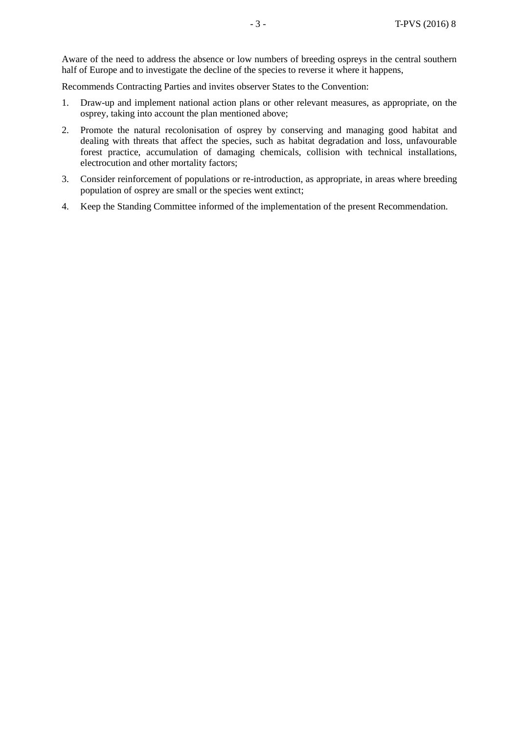Aware of the need to address the absence or low numbers of breeding ospreys in the central southern half of Europe and to investigate the decline of the species to reverse it where it happens,

Recommends Contracting Parties and invites observer States to the Convention:

1. Draw-up and implement national action plans or other relevant measures, as appropriate, on the osprey, taking into account the plan mentioned above;
2. Promote the natural recolonisation of osprey by conserving and managing good habitat and dealing with threats that affect the species, such as habitat degradation and loss, unfavourable forest practice, accumulation of damaging chemicals, collision with technical installations, electrocution and other mortality factors;
3. Consider reinforcement of populations or re-introduction, as appropriate, in areas where breeding population of osprey are small or the species went extinct;
4. Keep the Standing Committee informed of the implementation of the present Recommendation.